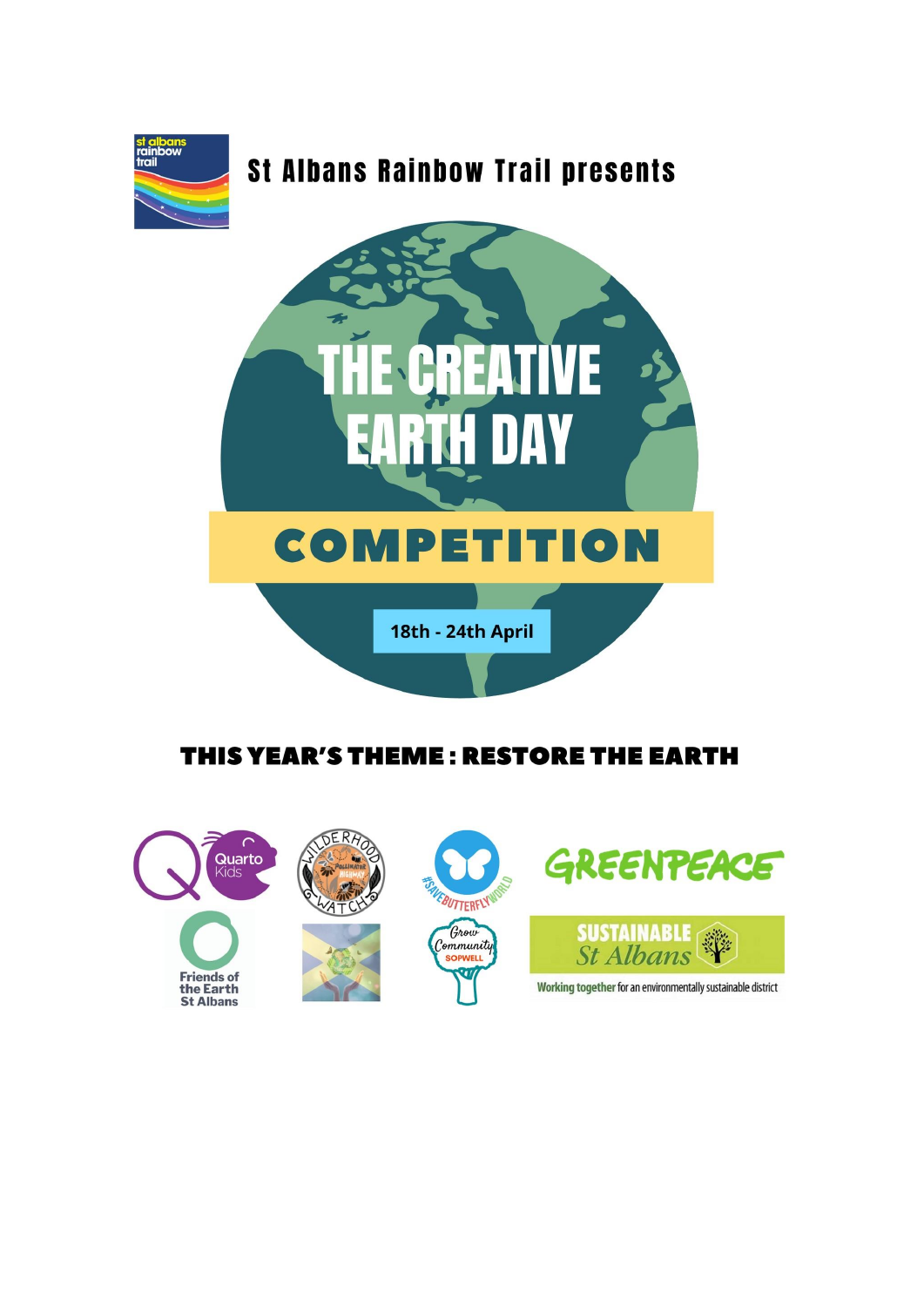St Albans Rainbow Trail presents

# THE CREATIVE EARTH DAY

## COMPETITION

18th - 24th April

### THIS YEAR'S THEME : RESTORE THE EARTH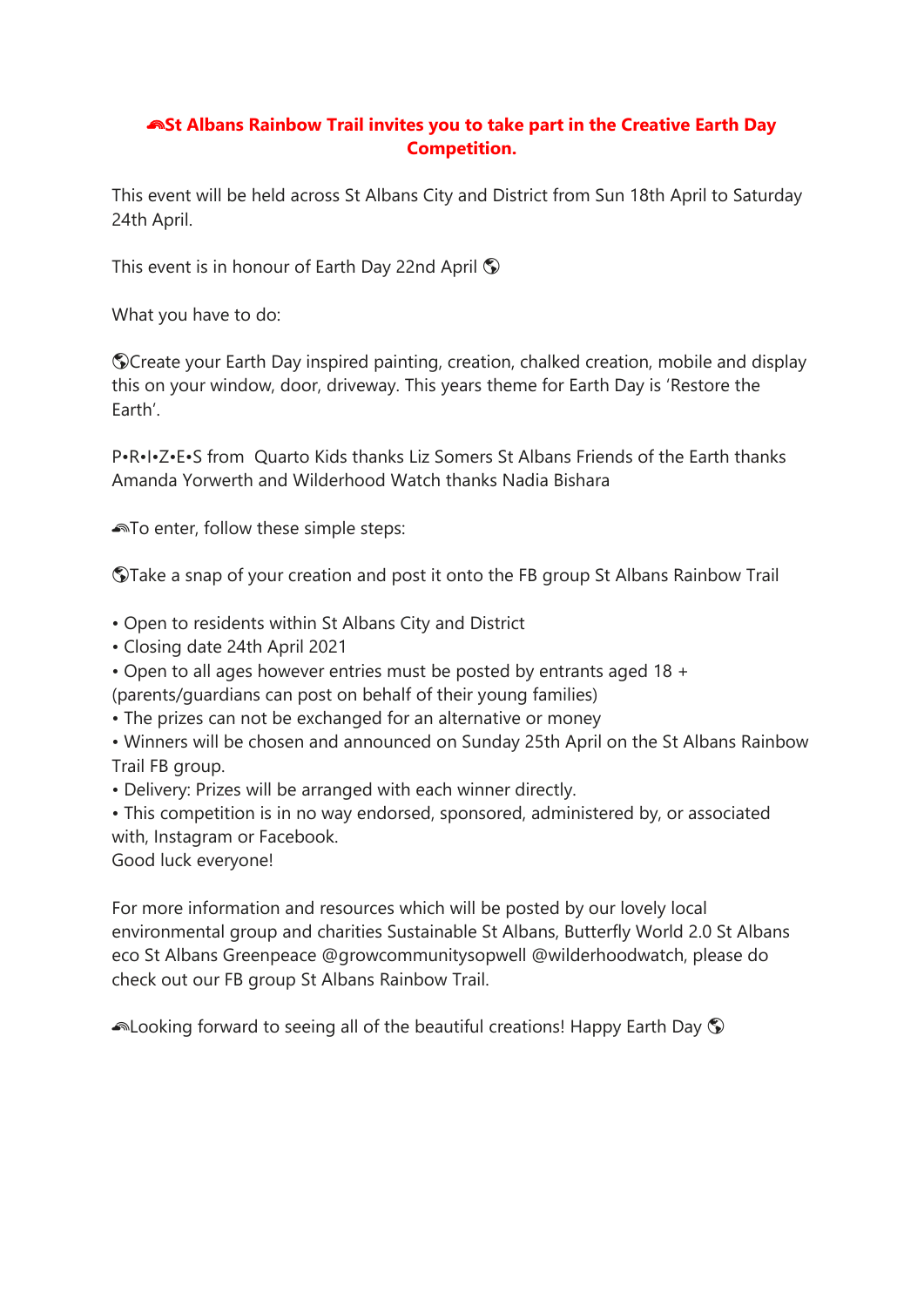**🌈St Albans Rainbow Trail invites you to take part in the Creative Earth Day Competition.**

This event will be held across St Albans City and District from Sun 18th April to Saturday 24th April.

This event is in honour of Earth Day 22nd April 🌎

What you have to do:

🌎Create your Earth Day inspired painting, creation, chalked creation, mobile and display this on your window, door, driveway. This years theme for Earth Day is 'Restore the Earth'.

P•R•I•Z•E•S from Quarto Kids thanks Liz Somers St Albans Friends of the Earth thanks Amanda Yorwerth and Wilderhood Watch thanks Nadia Bishara

🌈To enter, follow these simple steps:

🌎Take a snap of your creation and post it onto the FB group St Albans Rainbow Trail

- Open to residents within St Albans City and District
- Closing date 24th April 2021
- Open to all ages however entries must be posted by entrants aged 18 + (parents/guardians can post on behalf of their young families)
- The prizes can not be exchanged for an alternative or money
- Winners will be chosen and announced on Sunday 25th April on the St Albans Rainbow Trail FB group.
- Delivery: Prizes will be arranged with each winner directly.
- This competition is in no way endorsed, sponsored, administered by, or associated with, Instagram or Facebook.

Good luck everyone!

For more information and resources which will be posted by our lovely local environmental group and charities Sustainable St Albans, Butterfly World 2.0 St Albans eco St Albans Greenpeace @growcommunitysopwell @wilderhoodwatch, please do check out our FB group St Albans Rainbow Trail.

🌈Looking forward to seeing all of the beautiful creations! Happy Earth Day 🌎